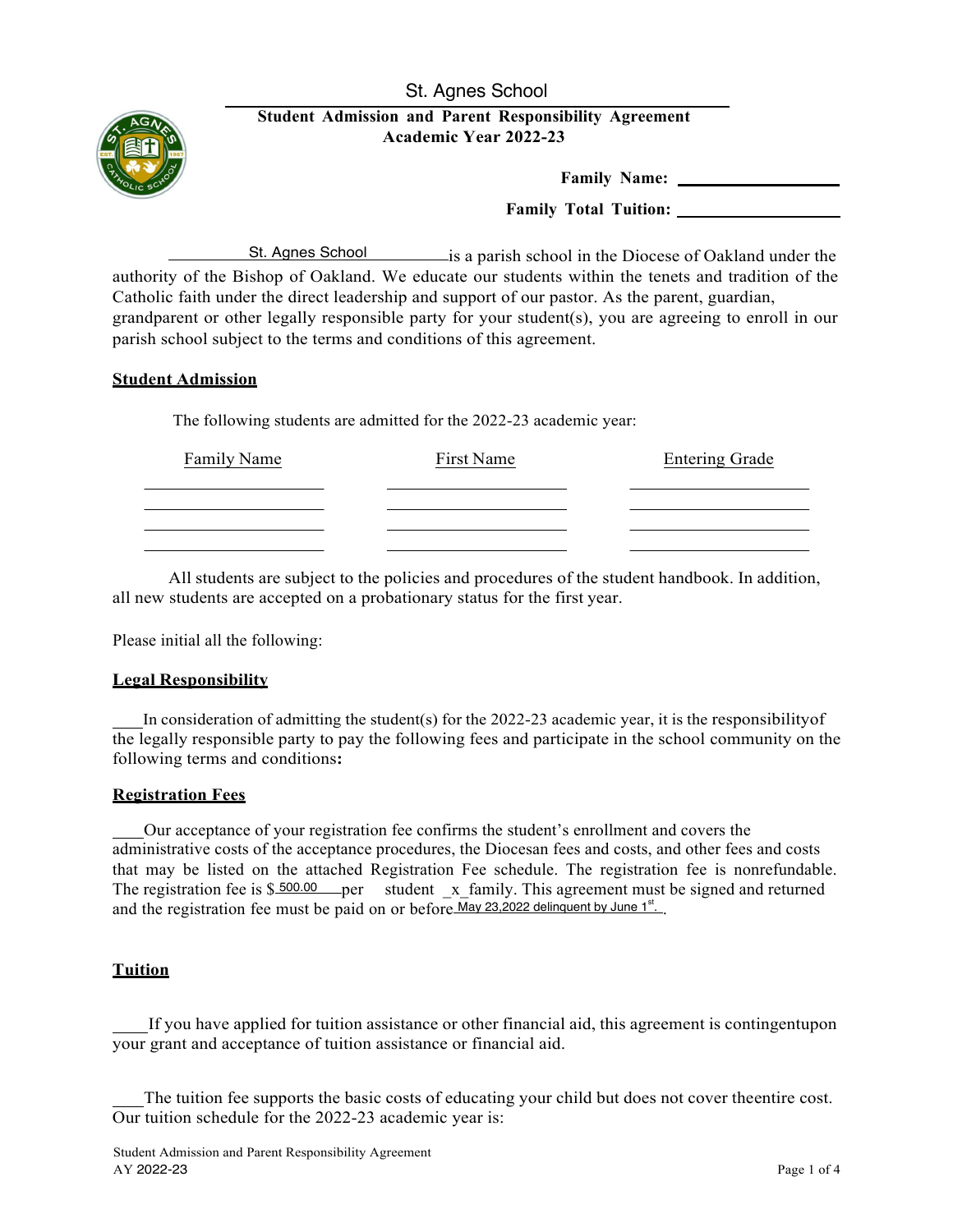# St. Agnes School

**Student Admission and Parent Responsibility Agreement**
**Academic Year 2022-23**

**Family Name:** ____________________

**Family Total Tuition:** ____________________

St. Agnes School is a parish school in the Diocese of Oakland under the authority of the Bishop of Oakland. We educate our students within the tenets and tradition of the Catholic faith under the direct leadership and support of our pastor. As the parent, guardian, grandparent or other legally responsible party for your student(s), you are agreeing to enroll in our parish school subject to the terms and conditions of this agreement.

## Student Admission

The following students are admitted for the 2022-23 academic year:

| Family Name | First Name | Entering Grade |
|---|---|---|
| | | |
| | | |
| | | |
| | | |

All students are subject to the policies and procedures of the student handbook. In addition, all new students are accepted on a probationary status for the first year.

Please initial all the following:

## Legal Responsibility

___In consideration of admitting the student(s) for the 2022-23 academic year, it is the responsibilityof the legally responsible party to pay the following fees and participate in the school community on the following terms and conditions**:**

## Registration Fees

___Our acceptance of your registration fee confirms the student's enrollment and covers the administrative costs of the acceptance procedures, the Diocesan fees and costs, and other fees and costs that may be listed on the attached Registration Fee schedule. The registration fee is nonrefundable. The registration fee is $ 500.00 per ___ student _x_family. This agreement must be signed and returned and the registration fee must be paid on or before May 23,2022 delinquent by June 1st.

## Tuition

____If you have applied for tuition assistance or other financial aid, this agreement is contingentupon your grant and acceptance of tuition assistance or financial aid.

___The tuition fee supports the basic costs of educating your child but does not cover theentire cost. Our tuition schedule for the 2022-23 academic year is: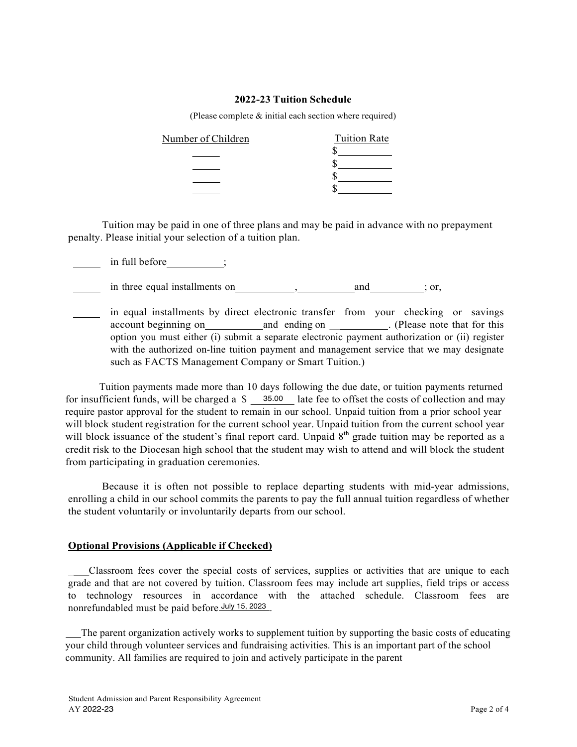**2022-23 Tuition Schedule**

(Please complete & initial each section where required)

| Number of Children | Tuition Rate |
| --- | --- |
| _____ | $__________ |
| _____ | $__________ |
| _____ | $__________ |
| _____ | $__________ |

Tuition may be paid in one of three plans and may be paid in advance with no prepayment penalty. Please initial your selection of a tuition plan.

_____ in full before __________;

_____ in three equal installments on __________, __________ and __________; or,

_____ in equal installments by direct electronic transfer from your checking or savings account beginning on __________ and ending on __________. (Please note that for this option you must either (i) submit a separate electronic payment authorization or (ii) register with the authorized on-line tuition payment and management service that we may designate such as FACTS Management Company or Smart Tuition.)

Tuition payments made more than 10 days following the due date, or tuition payments returned for insufficient funds, will be charged a $ 35.00 late fee to offset the costs of collection and may require pastor approval for the student to remain in our school. Unpaid tuition from a prior school year will block student registration for the current school year. Unpaid tuition from the current school year will block issuance of the student's final report card. Unpaid 8th grade tuition may be reported as a credit risk to the Diocesan high school that the student may wish to attend and will block the student from participating in graduation ceremonies.

Because it is often not possible to replace departing students with mid-year admissions, enrolling a child in our school commits the parents to pay the full annual tuition regardless of whether the student voluntarily or involuntarily departs from our school.

**Optional Provisions (Applicable if Checked)**

___Classroom fees cover the special costs of services, supplies or activities that are unique to each grade and that are not covered by tuition. Classroom fees may include art supplies, field trips or access to technology resources in accordance with the attached schedule. Classroom fees are nonrefundabled must be paid before July 15, 2023.

___The parent organization actively works to supplement tuition by supporting the basic costs of educating your child through volunteer services and fundraising activities. This is an important part of the school community. All families are required to join and actively participate in the parent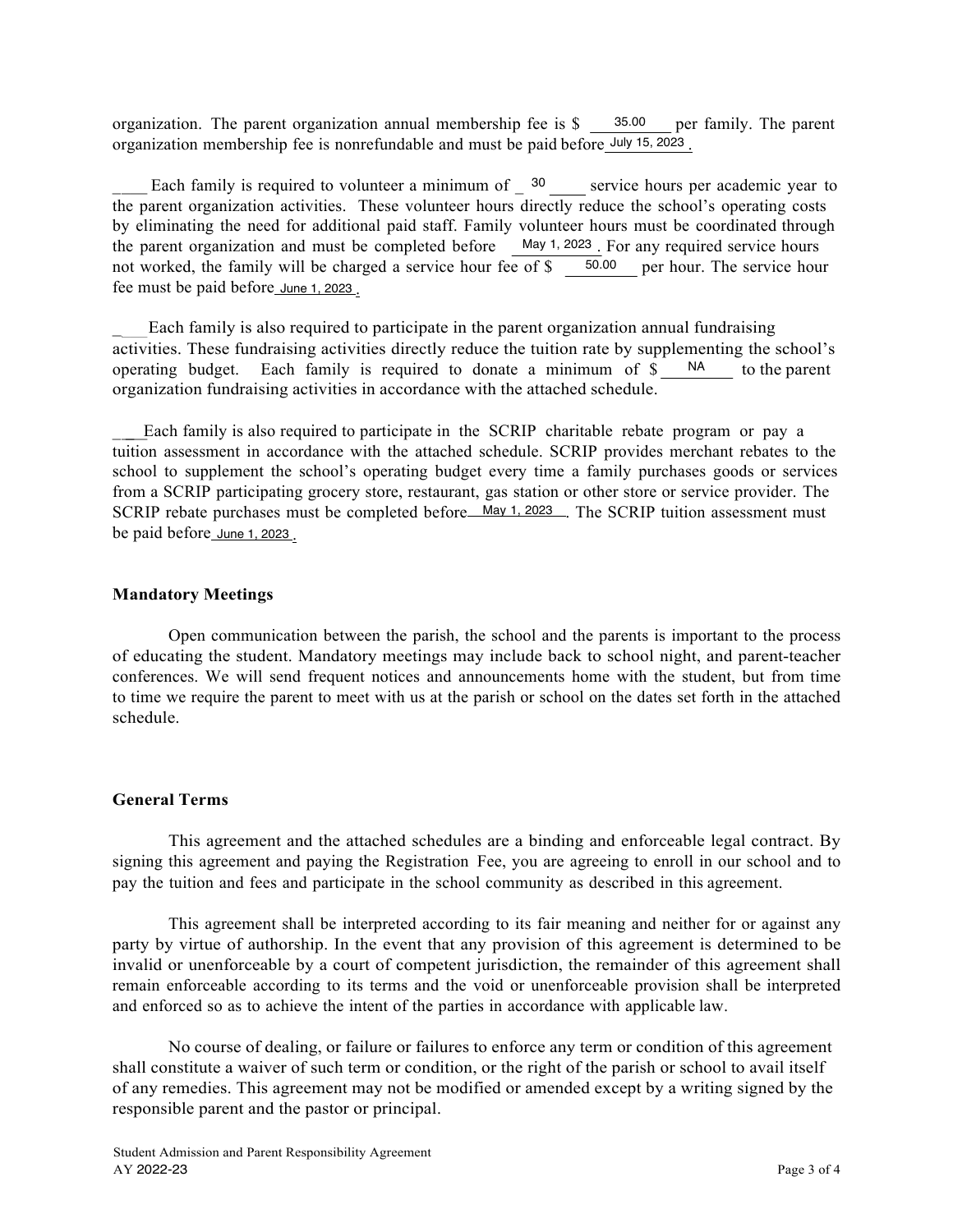organization. The parent organization annual membership fee is $ 35.00 per family. The parent organization membership fee is nonrefundable and must be paid before July 15, 2023 .

____ Each family is required to volunteer a minimum of _ 30 ____ service hours per academic year to the parent organization activities. These volunteer hours directly reduce the school's operating costs by eliminating the need for additional paid staff. Family volunteer hours must be coordinated through the parent organization and must be completed before May 1, 2023 . For any required service hours not worked, the family will be charged a service hour fee of $ 50.00 per hour. The service hour fee must be paid before June 1, 2023 .

____ Each family is also required to participate in the parent organization annual fundraising activities. These fundraising activities directly reduce the tuition rate by supplementing the school's operating budget. Each family is required to donate a minimum of $ NA to the parent organization fundraising activities in accordance with the attached schedule.

____ Each family is also required to participate in the SCRIP charitable rebate program or pay a tuition assessment in accordance with the attached schedule. SCRIP provides merchant rebates to the school to supplement the school's operating budget every time a family purchases goods or services from a SCRIP participating grocery store, restaurant, gas station or other store or service provider. The SCRIP rebate purchases must be completed before May 1, 2023 . The SCRIP tuition assessment must be paid before June 1, 2023 .

**Mandatory Meetings**

Open communication between the parish, the school and the parents is important to the process of educating the student. Mandatory meetings may include back to school night, and parent-teacher conferences. We will send frequent notices and announcements home with the student, but from time to time we require the parent to meet with us at the parish or school on the dates set forth in the attached schedule.

**General Terms**

This agreement and the attached schedules are a binding and enforceable legal contract. By signing this agreement and paying the Registration Fee, you are agreeing to enroll in our school and to pay the tuition and fees and participate in the school community as described in this agreement.

This agreement shall be interpreted according to its fair meaning and neither for or against any party by virtue of authorship. In the event that any provision of this agreement is determined to be invalid or unenforceable by a court of competent jurisdiction, the remainder of this agreement shall remain enforceable according to its terms and the void or unenforceable provision shall be interpreted and enforced so as to achieve the intent of the parties in accordance with applicable law.

No course of dealing, or failure or failures to enforce any term or condition of this agreement shall constitute a waiver of such term or condition, or the right of the parish or school to avail itself of any remedies. This agreement may not be modified or amended except by a writing signed by the responsible parent and the pastor or principal.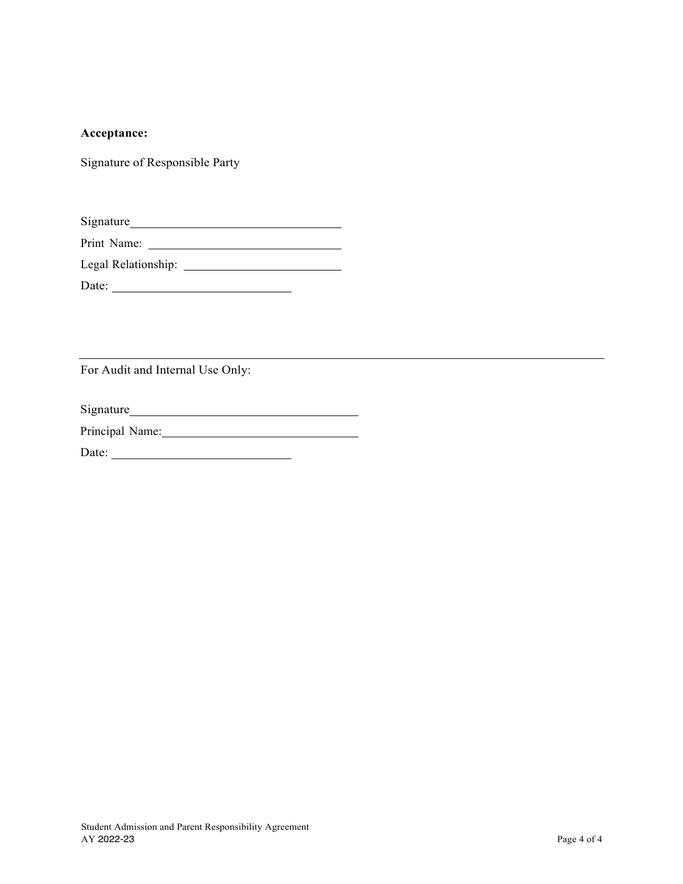**Acceptance:**

Signature of Responsible Party

Signature\_\_\_\_\_\_\_\_\_\_\_\_\_\_\_\_\_\_\_\_\_\_\_\_\_\_\_\_\_\_\_\_

Print Name: \_\_\_\_\_\_\_\_\_\_\_\_\_\_\_\_\_\_\_\_\_\_\_\_\_\_\_\_\_\_

Legal Relationship: \_\_\_\_\_\_\_\_\_\_\_\_\_\_\_\_\_\_\_\_\_\_\_\_

Date: \_\_\_\_\_\_\_\_\_\_\_\_\_\_\_\_\_\_\_\_\_\_\_\_\_\_\_

---

For Audit and Internal Use Only:

Signature\_\_\_\_\_\_\_\_\_\_\_\_\_\_\_\_\_\_\_\_\_\_\_\_\_\_\_\_\_\_\_\_\_\_\_

Principal Name:\_\_\_\_\_\_\_\_\_\_\_\_\_\_\_\_\_\_\_\_\_\_\_\_\_\_\_\_\_\_

Date: \_\_\_\_\_\_\_\_\_\_\_\_\_\_\_\_\_\_\_\_\_\_\_\_\_\_\_